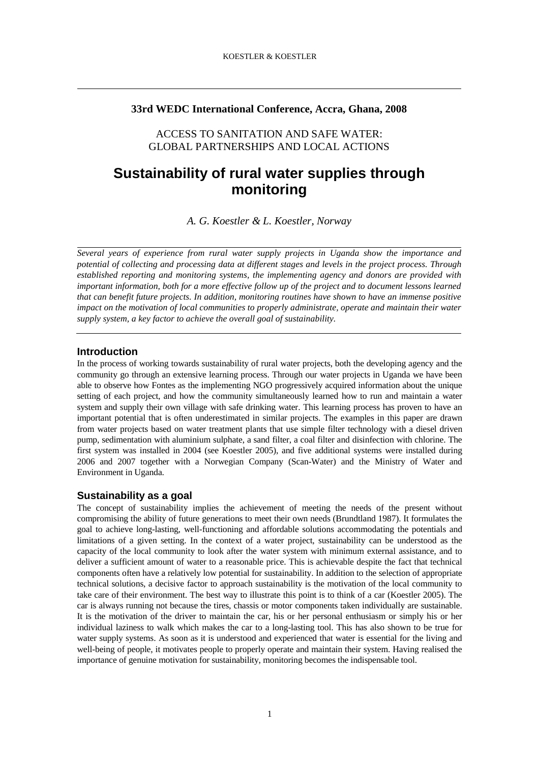**33rd WEDC International Conference, Accra, Ghana, 2008**

ACCESS TO SANITATION AND SAFE WATER:
GLOBAL PARTNERSHIPS AND LOCAL ACTIONS

# Sustainability of rural water supplies through monitoring

*A. G. Koestler & L. Koestler, Norway*

*Several years of experience from rural water supply projects in Uganda show the importance and potential of collecting and processing data at different stages and levels in the project process. Through established reporting and monitoring systems, the implementing agency and donors are provided with important information, both for a more effective follow up of the project and to document lessons learned that can benefit future projects. In addition, monitoring routines have shown to have an immense positive impact on the motivation of local communities to properly administrate, operate and maintain their water supply system, a key factor to achieve the overall goal of sustainability.*

## Introduction

In the process of working towards sustainability of rural water projects, both the developing agency and the community go through an extensive learning process. Through our water projects in Uganda we have been able to observe how Fontes as the implementing NGO progressively acquired information about the unique setting of each project, and how the community simultaneously learned how to run and maintain a water system and supply their own village with safe drinking water. This learning process has proven to have an important potential that is often underestimated in similar projects. The examples in this paper are drawn from water projects based on water treatment plants that use simple filter technology with a diesel driven pump, sedimentation with aluminium sulphate, a sand filter, a coal filter and disinfection with chlorine. The first system was installed in 2004 (see Koestler 2005), and five additional systems were installed during 2006 and 2007 together with a Norwegian Company (Scan-Water) and the Ministry of Water and Environment in Uganda.

## Sustainability as a goal

The concept of sustainability implies the achievement of meeting the needs of the present without compromising the ability of future generations to meet their own needs (Brundtland 1987). It formulates the goal to achieve long-lasting, well-functioning and affordable solutions accommodating the potentials and limitations of a given setting. In the context of a water project, sustainability can be understood as the capacity of the local community to look after the water system with minimum external assistance, and to deliver a sufficient amount of water to a reasonable price. This is achievable despite the fact that technical components often have a relatively low potential for sustainability. In addition to the selection of appropriate technical solutions, a decisive factor to approach sustainability is the motivation of the local community to take care of their environment. The best way to illustrate this point is to think of a car (Koestler 2005). The car is always running not because the tires, chassis or motor components taken individually are sustainable. It is the motivation of the driver to maintain the car, his or her personal enthusiasm or simply his or her individual laziness to walk which makes the car to a long-lasting tool. This has also shown to be true for water supply systems. As soon as it is understood and experienced that water is essential for the living and well-being of people, it motivates people to properly operate and maintain their system. Having realised the importance of genuine motivation for sustainability, monitoring becomes the indispensable tool.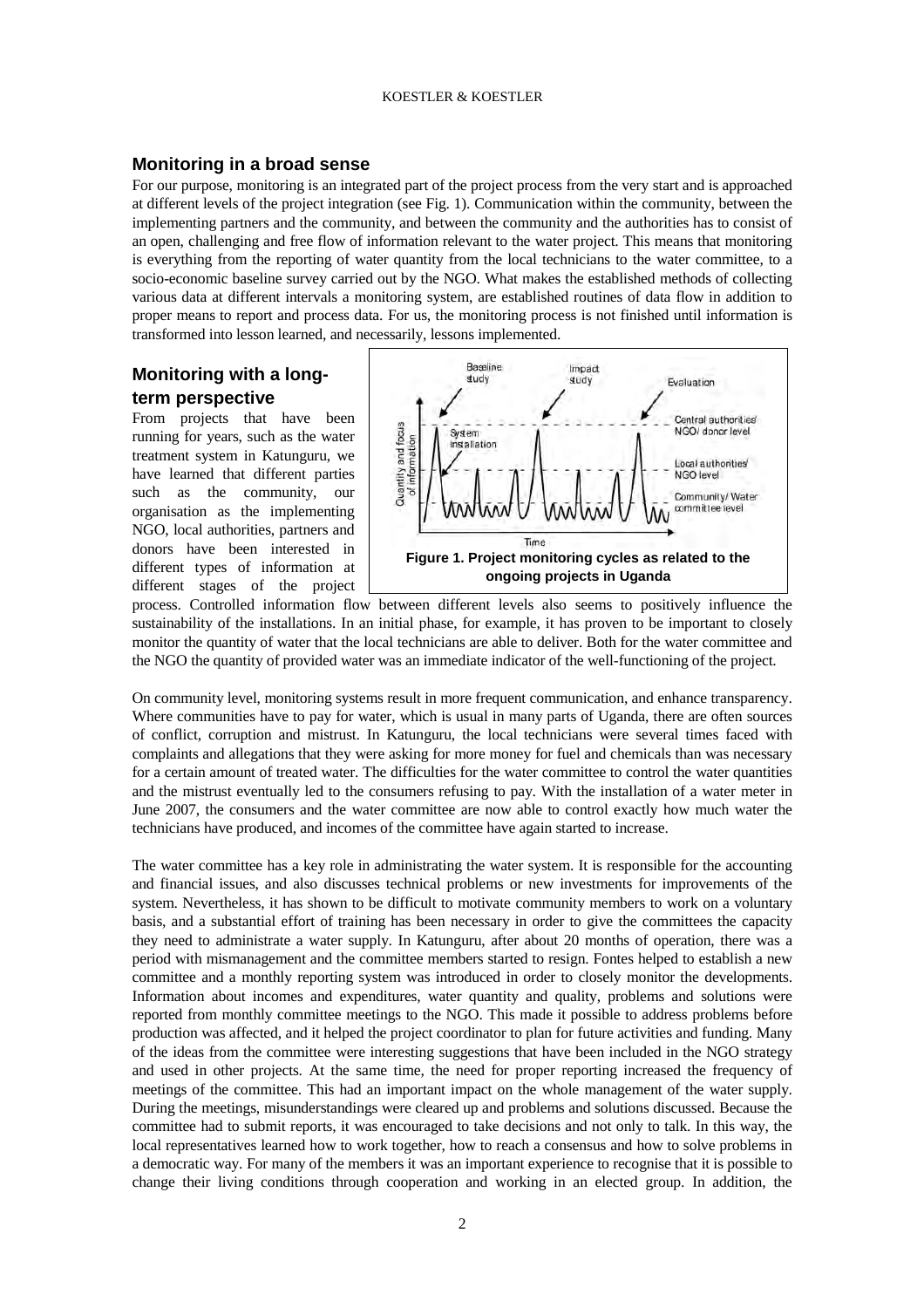## Monitoring in a broad sense

For our purpose, monitoring is an integrated part of the project process from the very start and is approached at different levels of the project integration (see Fig. 1). Communication within the community, between the implementing partners and the community, and between the community and the authorities has to consist of an open, challenging and free flow of information relevant to the water project. This means that monitoring is everything from the reporting of water quantity from the local technicians to the water committee, to a socio-economic baseline survey carried out by the NGO. What makes the established methods of collecting various data at different intervals a monitoring system, are established routines of data flow in addition to proper means to report and process data. For us, the monitoring process is not finished until information is transformed into lesson learned, and necessarily, lessons implemented.

## Monitoring with a long-term perspective

From projects that have been running for years, such as the water treatment system in Katunguru, we have learned that different parties such as the community, our organisation as the implementing NGO, local authorities, partners and donors have been interested in different types of information at different stages of the project process. Controlled information flow between different levels also seems to positively influence the sustainability of the installations. In an initial phase, for example, it has proven to be important to closely monitor the quantity of water that the local technicians are able to deliver. Both for the water committee and the NGO the quantity of provided water was an immediate indicator of the well-functioning of the project.

**Figure 1. Project monitoring cycles as related to the ongoing projects in Uganda**

On community level, monitoring systems result in more frequent communication, and enhance transparency. Where communities have to pay for water, which is usual in many parts of Uganda, there are often sources of conflict, corruption and mistrust. In Katunguru, the local technicians were several times faced with complaints and allegations that they were asking for more money for fuel and chemicals than was necessary for a certain amount of treated water. The difficulties for the water committee to control the water quantities and the mistrust eventually led to the consumers refusing to pay. With the installation of a water meter in June 2007, the consumers and the water committee are now able to control exactly how much water the technicians have produced, and incomes of the committee have again started to increase.

The water committee has a key role in administrating the water system. It is responsible for the accounting and financial issues, and also discusses technical problems or new investments for improvements of the system. Nevertheless, it has shown to be difficult to motivate community members to work on a voluntary basis, and a substantial effort of training has been necessary in order to give the committees the capacity they need to administrate a water supply. In Katunguru, after about 20 months of operation, there was a period with mismanagement and the committee members started to resign. Fontes helped to establish a new committee and a monthly reporting system was introduced in order to closely monitor the developments. Information about incomes and expenditures, water quantity and quality, problems and solutions were reported from monthly committee meetings to the NGO. This made it possible to address problems before production was affected, and it helped the project coordinator to plan for future activities and funding. Many of the ideas from the committee were interesting suggestions that have been included in the NGO strategy and used in other projects. At the same time, the need for proper reporting increased the frequency of meetings of the committee. This had an important impact on the whole management of the water supply. During the meetings, misunderstandings were cleared up and problems and solutions discussed. Because the committee had to submit reports, it was encouraged to take decisions and not only to talk. In this way, the local representatives learned how to work together, how to reach a consensus and how to solve problems in a democratic way. For many of the members it was an important experience to recognise that it is possible to change their living conditions through cooperation and working in an elected group. In addition, the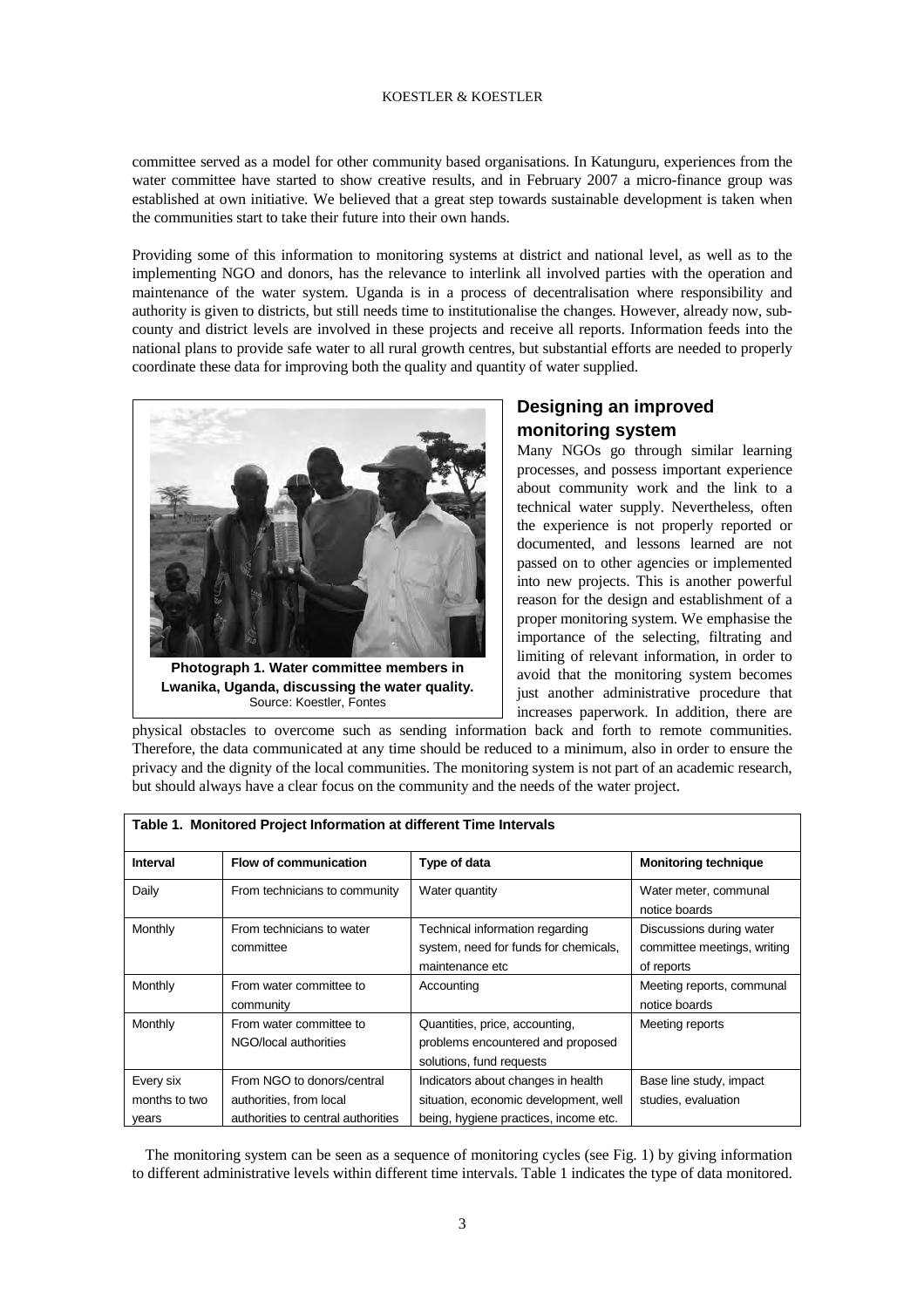committee served as a model for other community based organisations. In Katunguru, experiences from the water committee have started to show creative results, and in February 2007 a micro-finance group was established at own initiative. We believed that a great step towards sustainable development is taken when the communities start to take their future into their own hands.

Providing some of this information to monitoring systems at district and national level, as well as to the implementing NGO and donors, has the relevance to interlink all involved parties with the operation and maintenance of the water system. Uganda is in a process of decentralisation where responsibility and authority is given to districts, but still needs time to institutionalise the changes. However, already now, sub-county and district levels are involved in these projects and receive all reports. Information feeds into the national plans to provide safe water to all rural growth centres, but substantial efforts are needed to properly coordinate these data for improving both the quality and quantity of water supplied.

**Photograph 1. Water committee members in Lwanika, Uganda, discussing the water quality.**
Source: Koestler, Fontes

## Designing an improved monitoring system

Many NGOs go through similar learning processes, and possess important experience about community work and the link to a technical water supply. Nevertheless, often the experience is not properly reported or documented, and lessons learned are not passed on to other agencies or implemented into new projects. This is another powerful reason for the design and establishment of a proper monitoring system. We emphasise the importance of the selecting, filtrating and limiting of relevant information, in order to avoid that the monitoring system becomes just another administrative procedure that increases paperwork. In addition, there are physical obstacles to overcome such as sending information back and forth to remote communities. Therefore, the data communicated at any time should be reduced to a minimum, also in order to ensure the privacy and the dignity of the local communities. The monitoring system is not part of an academic research, but should always have a clear focus on the community and the needs of the water project.

**Table 1. Monitored Project Information at different Time Intervals**

| Interval | Flow of communication | Type of data | Monitoring technique |
| --- | --- | --- | --- |
| Daily | From technicians to community | Water quantity | Water meter, communal notice boards |
| Monthly | From technicians to water committee | Technical information regarding system, need for funds for chemicals, maintenance etc | Discussions during water committee meetings, writing of reports |
| Monthly | From water committee to community | Accounting | Meeting reports, communal notice boards |
| Monthly | From water committee to NGO/local authorities | Quantities, price, accounting, problems encountered and proposed solutions, fund requests | Meeting reports |
| Every six months to two years | From NGO to donors/central authorities, from local authorities to central authorities | Indicators about changes in health situation, economic development, well being, hygiene practices, income etc. | Base line study, impact studies, evaluation |

The monitoring system can be seen as a sequence of monitoring cycles (see Fig. 1) by giving information to different administrative levels within different time intervals. Table 1 indicates the type of data monitored.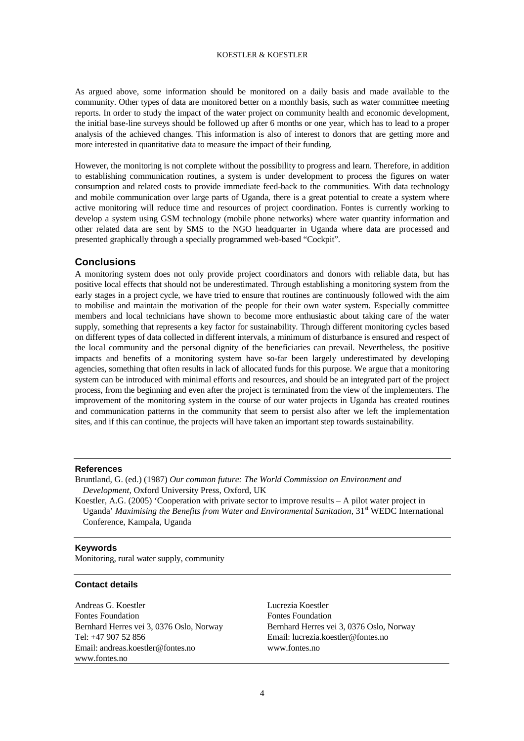As argued above, some information should be monitored on a daily basis and made available to the community. Other types of data are monitored better on a monthly basis, such as water committee meeting reports. In order to study the impact of the water project on community health and economic development, the initial base-line surveys should be followed up after 6 months or one year, which has to lead to a proper analysis of the achieved changes. This information is also of interest to donors that are getting more and more interested in quantitative data to measure the impact of their funding.

However, the monitoring is not complete without the possibility to progress and learn. Therefore, in addition to establishing communication routines, a system is under development to process the figures on water consumption and related costs to provide immediate feed-back to the communities. With data technology and mobile communication over large parts of Uganda, there is a great potential to create a system where active monitoring will reduce time and resources of project coordination. Fontes is currently working to develop a system using GSM technology (mobile phone networks) where water quantity information and other related data are sent by SMS to the NGO headquarter in Uganda where data are processed and presented graphically through a specially programmed web-based "Cockpit".

## Conclusions

A monitoring system does not only provide project coordinators and donors with reliable data, but has positive local effects that should not be underestimated. Through establishing a monitoring system from the early stages in a project cycle, we have tried to ensure that routines are continuously followed with the aim to mobilise and maintain the motivation of the people for their own water system. Especially committee members and local technicians have shown to become more enthusiastic about taking care of the water supply, something that represents a key factor for sustainability. Through different monitoring cycles based on different types of data collected in different intervals, a minimum of disturbance is ensured and respect of the local community and the personal dignity of the beneficiaries can prevail. Nevertheless, the positive impacts and benefits of a monitoring system have so-far been largely underestimated by developing agencies, something that often results in lack of allocated funds for this purpose. We argue that a monitoring system can be introduced with minimal efforts and resources, and should be an integrated part of the project process, from the beginning and even after the project is terminated from the view of the implementers. The improvement of the monitoring system in the course of our water projects in Uganda has created routines and communication patterns in the community that seem to persist also after we left the implementation sites, and if this can continue, the projects will have taken an important step towards sustainability.

### References

Bruntland, G. (ed.) (1987) *Our common future: The World Commission on Environment and Development*, Oxford University Press, Oxford, UK

Koestler, A.G. (2005) 'Cooperation with private sector to improve results – A pilot water project in Uganda' *Maximising the Benefits from Water and Environmental Sanitation*, 31st WEDC International Conference, Kampala, Uganda

### Keywords

Monitoring, rural water supply, community

### Contact details

Andreas G. Koestler
Fontes Foundation
Bernhard Herres vei 3, 0376 Oslo, Norway
Tel: +47 907 52 856
Email: andreas.koestler@fontes.no
www.fontes.no

Lucrezia Koestler
Fontes Foundation
Bernhard Herres vei 3, 0376 Oslo, Norway
Email: lucrezia.koestler@fontes.no
www.fontes.no